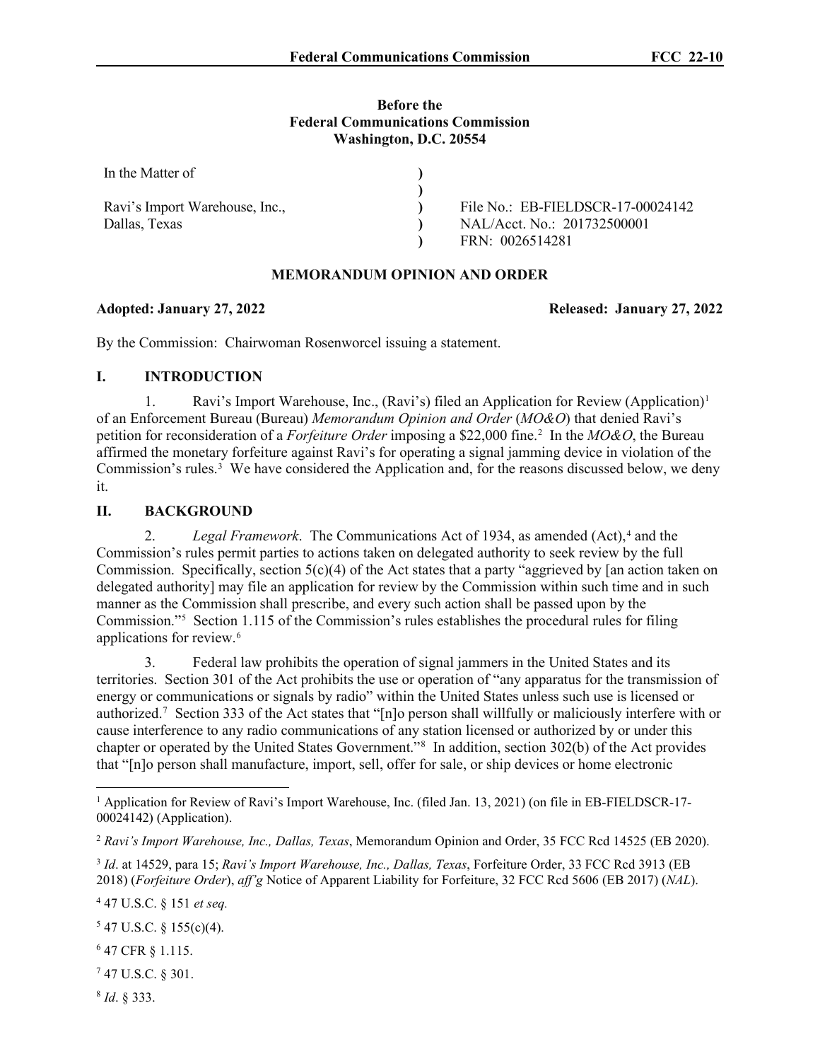**Before the**
**Federal Communications Commission**
**Washington, D.C. 20554**

| | | |
|---|---|---|
| In the Matter of | ) | |
| | ) | |
| Ravi's Import Warehouse, Inc., | ) | File No.: EB-FIELDSCR-17-00024142 |
| Dallas, Texas | ) | NAL/Acct. No.: 201732500001 |
| | ) | FRN: 0026514281 |

**MEMORANDUM OPINION AND ORDER**

**Adopted: January 27, 2022** **Released: January 27, 2022**

By the Commission: Chairwoman Rosenworcel issuing a statement.

## I. INTRODUCTION

1. Ravi's Import Warehouse, Inc., (Ravi's) filed an Application for Review (Application)[1] of an Enforcement Bureau (Bureau) *Memorandum Opinion and Order* (*MO&O*) that denied Ravi's petition for reconsideration of a *Forfeiture Order* imposing a $22,000 fine.[2] In the *MO&O*, the Bureau affirmed the monetary forfeiture against Ravi's for operating a signal jamming device in violation of the Commission's rules.[3] We have considered the Application and, for the reasons discussed below, we deny it.

## II. BACKGROUND

2. *Legal Framework*. The Communications Act of 1934, as amended (Act),[4] and the Commission's rules permit parties to actions taken on delegated authority to seek review by the full Commission. Specifically, section 5(c)(4) of the Act states that a party "aggrieved by [an action taken on delegated authority] may file an application for review by the Commission within such time and in such manner as the Commission shall prescribe, and every such action shall be passed upon by the Commission."[5] Section 1.115 of the Commission's rules establishes the procedural rules for filing applications for review.[6]

3. Federal law prohibits the operation of signal jammers in the United States and its territories. Section 301 of the Act prohibits the use or operation of "any apparatus for the transmission of energy or communications or signals by radio" within the United States unless such use is licensed or authorized.[7] Section 333 of the Act states that "[n]o person shall willfully or maliciously interfere with or cause interference to any radio communications of any station licensed or authorized by or under this chapter or operated by the United States Government."[8] In addition, section 302(b) of the Act provides that "[n]o person shall manufacture, import, sell, offer for sale, or ship devices or home electronic

---

[1] Application for Review of Ravi's Import Warehouse, Inc. (filed Jan. 13, 2021) (on file in EB-FIELDSCR-17-00024142) (Application).

[2] *Ravi's Import Warehouse, Inc., Dallas, Texas*, Memorandum Opinion and Order, 35 FCC Rcd 14525 (EB 2020).

[3] *Id*. at 14529, para 15; *Ravi's Import Warehouse, Inc., Dallas, Texas*, Forfeiture Order, 33 FCC Rcd 3913 (EB 2018) (*Forfeiture Order*), *aff'g* Notice of Apparent Liability for Forfeiture, 32 FCC Rcd 5606 (EB 2017) (*NAL*).

[4] 47 U.S.C. § 151 *et seq.*

[5] 47 U.S.C. § 155(c)(4).

[6] 47 CFR § 1.115.

[7] 47 U.S.C. § 301.

[8] *Id*. § 333.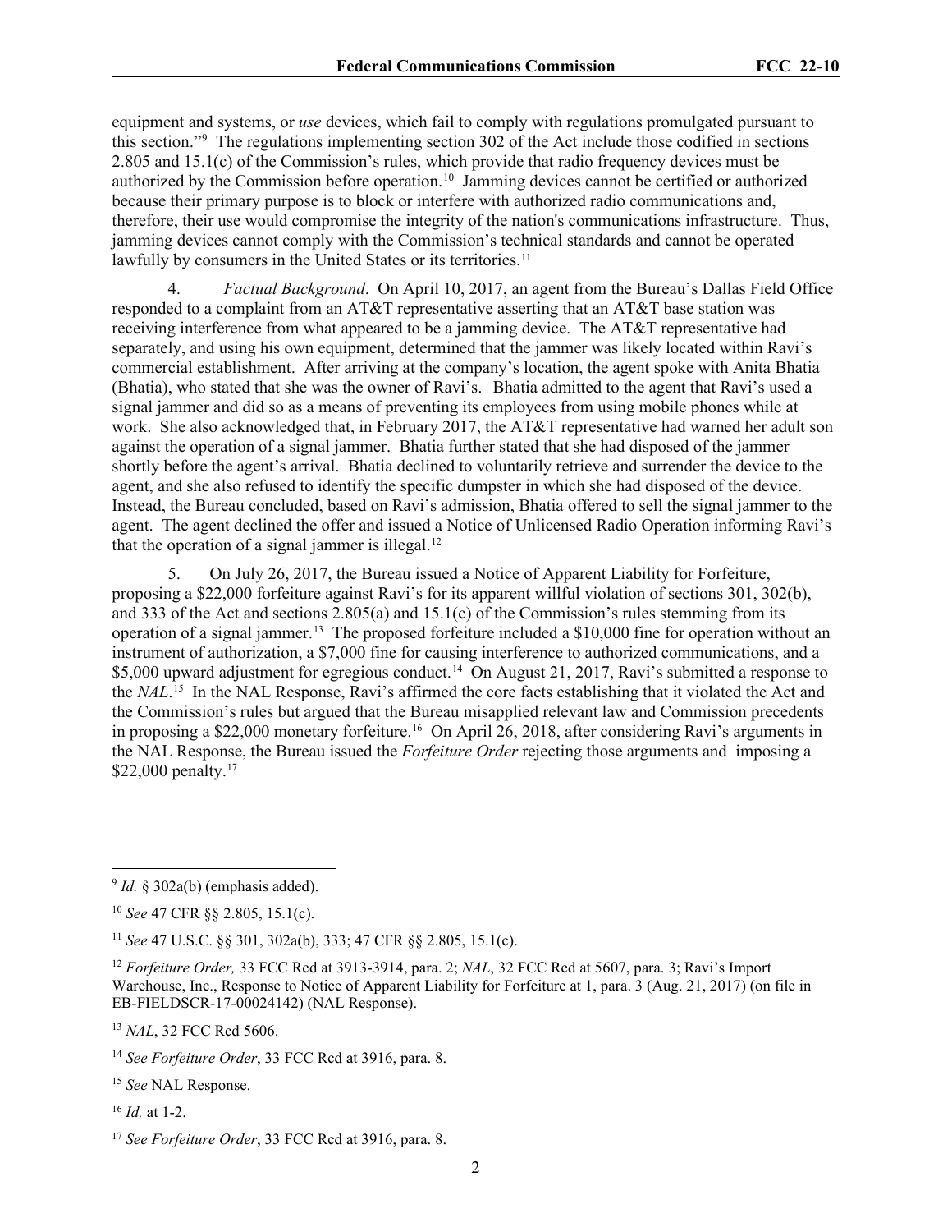equipment and systems, or *use* devices, which fail to comply with regulations promulgated pursuant to this section."[9] The regulations implementing section 302 of the Act include those codified in sections 2.805 and 15.1(c) of the Commission's rules, which provide that radio frequency devices must be authorized by the Commission before operation.[10] Jamming devices cannot be certified or authorized because their primary purpose is to block or interfere with authorized radio communications and, therefore, their use would compromise the integrity of the nation's communications infrastructure. Thus, jamming devices cannot comply with the Commission's technical standards and cannot be operated lawfully by consumers in the United States or its territories.[11]

4. *Factual Background*. On April 10, 2017, an agent from the Bureau's Dallas Field Office responded to a complaint from an AT&T representative asserting that an AT&T base station was receiving interference from what appeared to be a jamming device. The AT&T representative had separately, and using his own equipment, determined that the jammer was likely located within Ravi's commercial establishment. After arriving at the company's location, the agent spoke with Anita Bhatia (Bhatia), who stated that she was the owner of Ravi's. Bhatia admitted to the agent that Ravi's used a signal jammer and did so as a means of preventing its employees from using mobile phones while at work. She also acknowledged that, in February 2017, the AT&T representative had warned her adult son against the operation of a signal jammer. Bhatia further stated that she had disposed of the jammer shortly before the agent's arrival. Bhatia declined to voluntarily retrieve and surrender the device to the agent, and she also refused to identify the specific dumpster in which she had disposed of the device. Instead, the Bureau concluded, based on Ravi's admission, Bhatia offered to sell the signal jammer to the agent. The agent declined the offer and issued a Notice of Unlicensed Radio Operation informing Ravi's that the operation of a signal jammer is illegal.[12]

5. On July 26, 2017, the Bureau issued a Notice of Apparent Liability for Forfeiture, proposing a $22,000 forfeiture against Ravi's for its apparent willful violation of sections 301, 302(b), and 333 of the Act and sections 2.805(a) and 15.1(c) of the Commission's rules stemming from its operation of a signal jammer.[13] The proposed forfeiture included a $10,000 fine for operation without an instrument of authorization, a $7,000 fine for causing interference to authorized communications, and a $5,000 upward adjustment for egregious conduct.[14] On August 21, 2017, Ravi's submitted a response to the *NAL*.[15] In the NAL Response, Ravi's affirmed the core facts establishing that it violated the Act and the Commission's rules but argued that the Bureau misapplied relevant law and Commission precedents in proposing a $22,000 monetary forfeiture.[16] On April 26, 2018, after considering Ravi's arguments in the NAL Response, the Bureau issued the *Forfeiture Order* rejecting those arguments and imposing a $22,000 penalty.[17]

---

[9] *Id.* § 302a(b) (emphasis added).

[10] *See* 47 CFR §§ 2.805, 15.1(c).

[11] *See* 47 U.S.C. §§ 301, 302a(b), 333; 47 CFR §§ 2.805, 15.1(c).

[12] *Forfeiture Order,* 33 FCC Rcd at 3913-3914, para. 2; *NAL*, 32 FCC Rcd at 5607, para. 3; Ravi's Import Warehouse, Inc., Response to Notice of Apparent Liability for Forfeiture at 1, para. 3 (Aug. 21, 2017) (on file in EB-FIELDSCR-17-00024142) (NAL Response).

[13] *NAL*, 32 FCC Rcd 5606.

[14] *See Forfeiture Order*, 33 FCC Rcd at 3916, para. 8.

[15] *See* NAL Response.

[16] *Id.* at 1-2.

[17] *See Forfeiture Order*, 33 FCC Rcd at 3916, para. 8.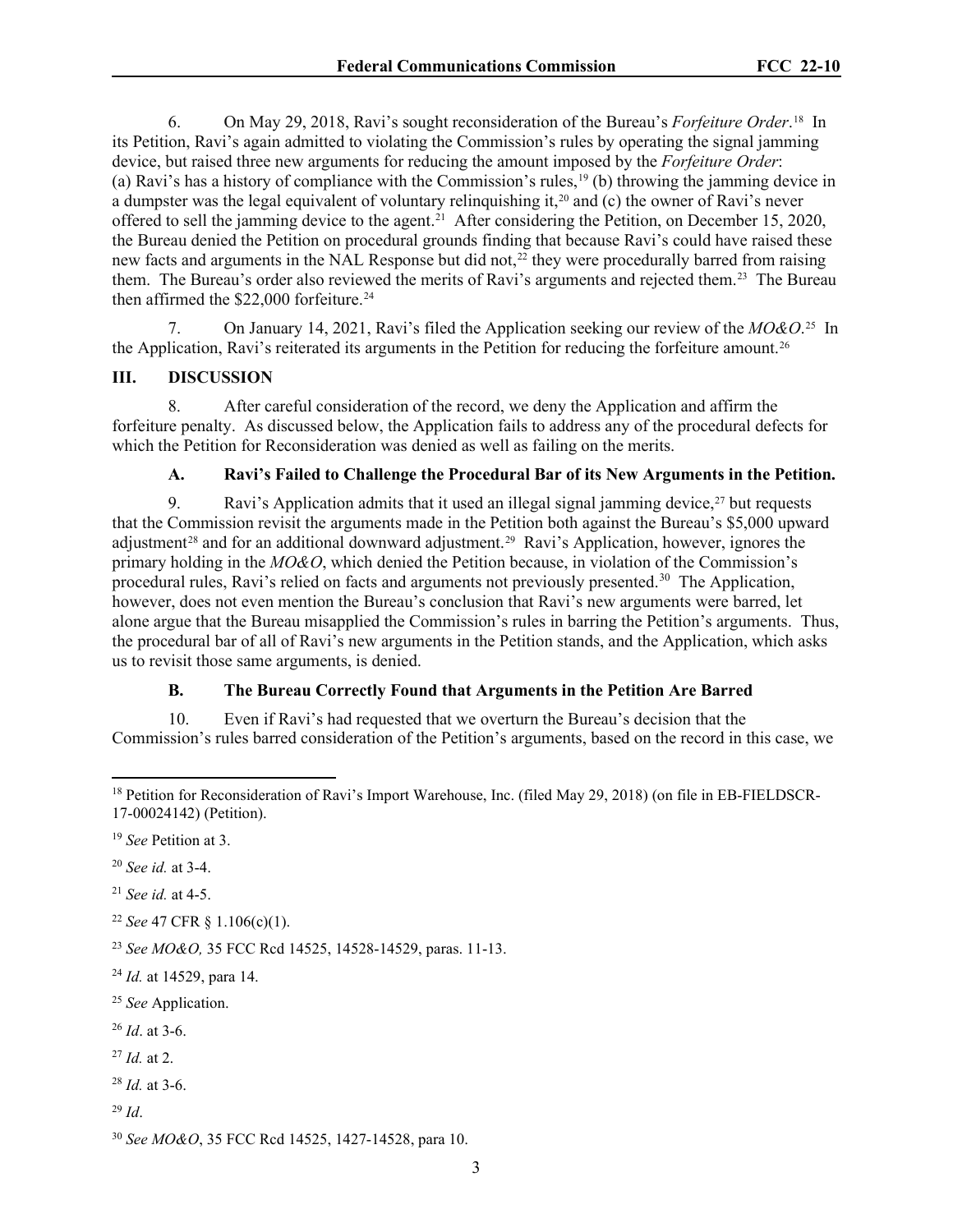6. On May 29, 2018, Ravi's sought reconsideration of the Bureau's *Forfeiture Order*.[18] In its Petition, Ravi's again admitted to violating the Commission's rules by operating the signal jamming device, but raised three new arguments for reducing the amount imposed by the *Forfeiture Order*: (a) Ravi's has a history of compliance with the Commission's rules,[19] (b) throwing the jamming device in a dumpster was the legal equivalent of voluntary relinquishing it,[20] and (c) the owner of Ravi's never offered to sell the jamming device to the agent.[21] After considering the Petition, on December 15, 2020, the Bureau denied the Petition on procedural grounds finding that because Ravi's could have raised these new facts and arguments in the NAL Response but did not,[22] they were procedurally barred from raising them. The Bureau's order also reviewed the merits of Ravi's arguments and rejected them.[23] The Bureau then affirmed the $22,000 forfeiture.[24]

7. On January 14, 2021, Ravi's filed the Application seeking our review of the *MO&O*.[25] In the Application, Ravi's reiterated its arguments in the Petition for reducing the forfeiture amount.[26]

## III. DISCUSSION

8. After careful consideration of the record, we deny the Application and affirm the forfeiture penalty. As discussed below, the Application fails to address any of the procedural defects for which the Petition for Reconsideration was denied as well as failing on the merits.

### A. Ravi's Failed to Challenge the Procedural Bar of its New Arguments in the Petition.

9. Ravi's Application admits that it used an illegal signal jamming device,[27] but requests that the Commission revisit the arguments made in the Petition both against the Bureau's $5,000 upward adjustment[28] and for an additional downward adjustment.[29] Ravi's Application, however, ignores the primary holding in the *MO&O*, which denied the Petition because, in violation of the Commission's procedural rules, Ravi's relied on facts and arguments not previously presented.[30] The Application, however, does not even mention the Bureau's conclusion that Ravi's new arguments were barred, let alone argue that the Bureau misapplied the Commission's rules in barring the Petition's arguments. Thus, the procedural bar of all of Ravi's new arguments in the Petition stands, and the Application, which asks us to revisit those same arguments, is denied.

### B. The Bureau Correctly Found that Arguments in the Petition Are Barred

10. Even if Ravi's had requested that we overturn the Bureau's decision that the Commission's rules barred consideration of the Petition's arguments, based on the record in this case, we

---

[18] Petition for Reconsideration of Ravi's Import Warehouse, Inc. (filed May 29, 2018) (on file in EB-FIELDSCR-17-00024142) (Petition).

[19] *See* Petition at 3.

[20] *See id.* at 3-4.

[21] *See id.* at 4-5.

[22] *See* 47 CFR § 1.106(c)(1).

[23] *See MO&O,* 35 FCC Rcd 14525, 14528-14529, paras. 11-13.

[24] *Id.* at 14529, para 14.

[25] *See* Application.

[26] *Id*. at 3-6.

[27] *Id.* at 2.

[28] *Id.* at 3-6.

[29] *Id*.

[30] *See MO&O*, 35 FCC Rcd 14525, 1427-14528, para 10.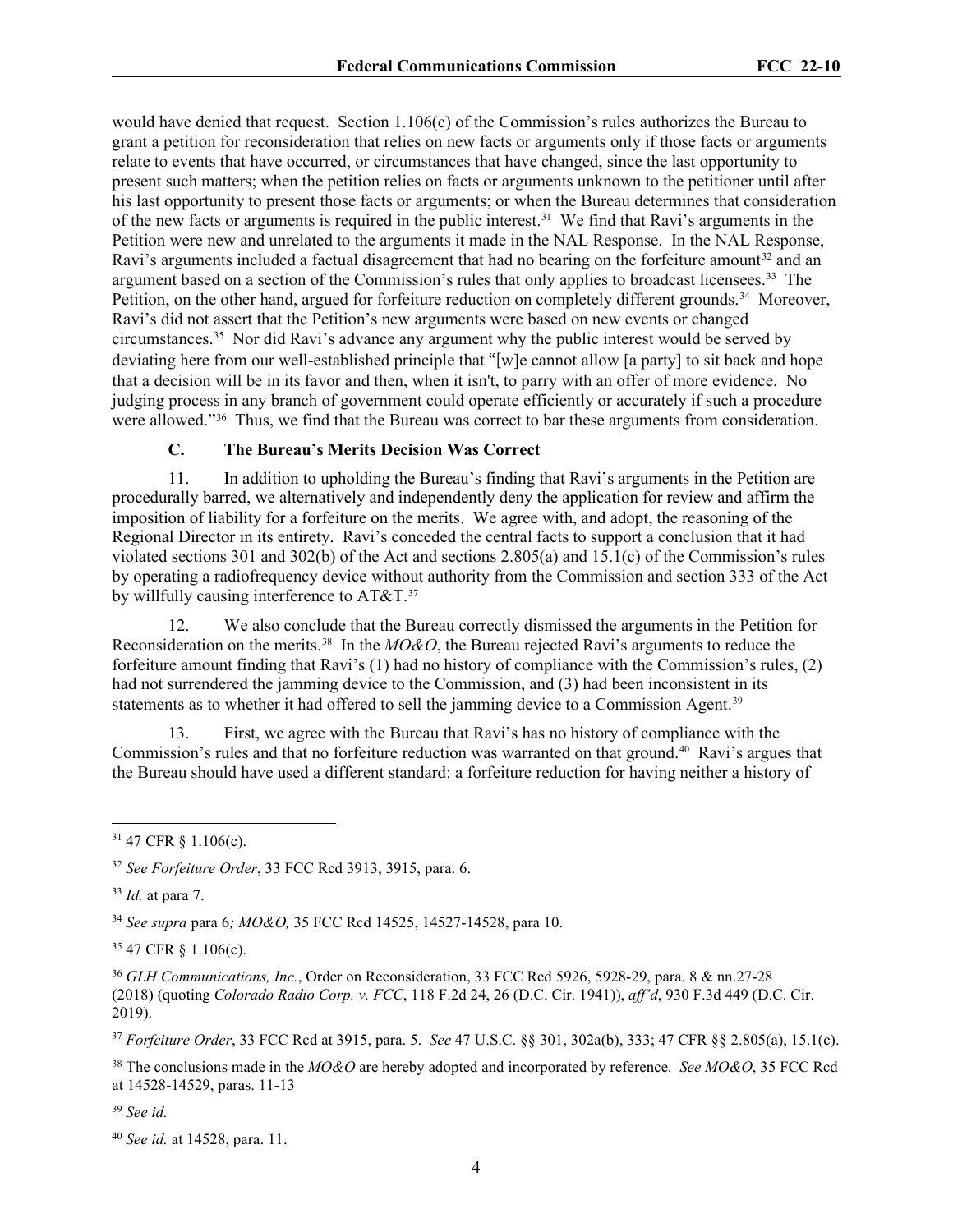would have denied that request. Section 1.106(c) of the Commission's rules authorizes the Bureau to grant a petition for reconsideration that relies on new facts or arguments only if those facts or arguments relate to events that have occurred, or circumstances that have changed, since the last opportunity to present such matters; when the petition relies on facts or arguments unknown to the petitioner until after his last opportunity to present those facts or arguments; or when the Bureau determines that consideration of the new facts or arguments is required in the public interest.[31] We find that Ravi's arguments in the Petition were new and unrelated to the arguments it made in the NAL Response. In the NAL Response, Ravi's arguments included a factual disagreement that had no bearing on the forfeiture amount[32] and an argument based on a section of the Commission's rules that only applies to broadcast licensees.[33] The Petition, on the other hand, argued for forfeiture reduction on completely different grounds.[34] Moreover, Ravi's did not assert that the Petition's new arguments were based on new events or changed circumstances.[35] Nor did Ravi's advance any argument why the public interest would be served by deviating here from our well-established principle that "[w]e cannot allow [a party] to sit back and hope that a decision will be in its favor and then, when it isn't, to parry with an offer of more evidence. No judging process in any branch of government could operate efficiently or accurately if such a procedure were allowed."[36] Thus, we find that the Bureau was correct to bar these arguments from consideration.

### C. The Bureau's Merits Decision Was Correct

11. In addition to upholding the Bureau's finding that Ravi's arguments in the Petition are procedurally barred, we alternatively and independently deny the application for review and affirm the imposition of liability for a forfeiture on the merits. We agree with, and adopt, the reasoning of the Regional Director in its entirety. Ravi's conceded the central facts to support a conclusion that it had violated sections 301 and 302(b) of the Act and sections 2.805(a) and 15.1(c) of the Commission's rules by operating a radiofrequency device without authority from the Commission and section 333 of the Act by willfully causing interference to AT&T.[37]

12. We also conclude that the Bureau correctly dismissed the arguments in the Petition for Reconsideration on the merits.[38] In the *MO&O*, the Bureau rejected Ravi's arguments to reduce the forfeiture amount finding that Ravi's (1) had no history of compliance with the Commission's rules, (2) had not surrendered the jamming device to the Commission, and (3) had been inconsistent in its statements as to whether it had offered to sell the jamming device to a Commission Agent.[39]

13. First, we agree with the Bureau that Ravi's has no history of compliance with the Commission's rules and that no forfeiture reduction was warranted on that ground.[40] Ravi's argues that the Bureau should have used a different standard: a forfeiture reduction for having neither a history of

---

[31] 47 CFR § 1.106(c).

[32] *See Forfeiture Order*, 33 FCC Rcd 3913, 3915, para. 6.

[33] *Id.* at para 7.

[34] *See supra* para 6*; MO&O,* 35 FCC Rcd 14525, 14527-14528, para 10.

[35] 47 CFR § 1.106(c).

[36] *GLH Communications, Inc.*, Order on Reconsideration, 33 FCC Rcd 5926, 5928-29, para. 8 & nn.27-28 (2018) (quoting *Colorado Radio Corp. v. FCC*, 118 F.2d 24, 26 (D.C. Cir. 1941)), *aff'd*, 930 F.3d 449 (D.C. Cir. 2019).

[37] *Forfeiture Order*, 33 FCC Rcd at 3915, para. 5. *See* 47 U.S.C. §§ 301, 302a(b), 333; 47 CFR §§ 2.805(a), 15.1(c).

[38] The conclusions made in the *MO&O* are hereby adopted and incorporated by reference. *See MO&O*, 35 FCC Rcd at 14528-14529, paras. 11-13

[39] *See id.*

[40] *See id.* at 14528, para. 11.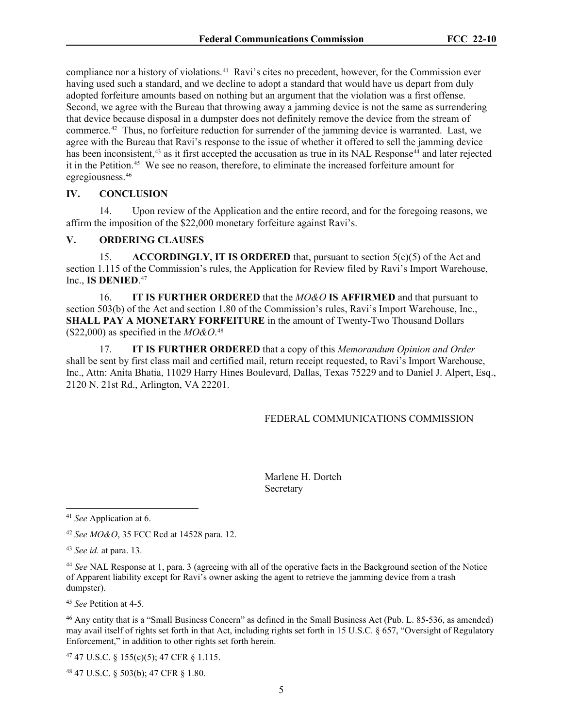compliance nor a history of violations.[41] Ravi's cites no precedent, however, for the Commission ever having used such a standard, and we decline to adopt a standard that would have us depart from duly adopted forfeiture amounts based on nothing but an argument that the violation was a first offense. Second, we agree with the Bureau that throwing away a jamming device is not the same as surrendering that device because disposal in a dumpster does not definitely remove the device from the stream of commerce.[42] Thus, no forfeiture reduction for surrender of the jamming device is warranted. Last, we agree with the Bureau that Ravi's response to the issue of whether it offered to sell the jamming device has been inconsistent,[43] as it first accepted the accusation as true in its NAL Response[44] and later rejected it in the Petition.[45] We see no reason, therefore, to eliminate the increased forfeiture amount for egregiousness.[46]

## IV. CONCLUSION

14. Upon review of the Application and the entire record, and for the foregoing reasons, we affirm the imposition of the $22,000 monetary forfeiture against Ravi's.

## V. ORDERING CLAUSES

15. **ACCORDINGLY, IT IS ORDERED** that, pursuant to section 5(c)(5) of the Act and section 1.115 of the Commission's rules, the Application for Review filed by Ravi's Import Warehouse, Inc., **IS DENIED**.[47]

16. **IT IS FURTHER ORDERED** that the *MO&O* **IS AFFIRMED** and that pursuant to section 503(b) of the Act and section 1.80 of the Commission's rules, Ravi's Import Warehouse, Inc., **SHALL PAY A MONETARY FORFEITURE** in the amount of Twenty-Two Thousand Dollars ($22,000) as specified in the *MO&O*.[48]

17. **IT IS FURTHER ORDERED** that a copy of this *Memorandum Opinion and Order* shall be sent by first class mail and certified mail, return receipt requested, to Ravi's Import Warehouse, Inc., Attn: Anita Bhatia, 11029 Harry Hines Boulevard, Dallas, Texas 75229 and to Daniel J. Alpert, Esq., 2120 N. 21st Rd., Arlington, VA 22201.

FEDERAL COMMUNICATIONS COMMISSION

Marlene H. Dortch
Secretary

---

[41] *See* Application at 6.

[42] *See MO&O*, 35 FCC Rcd at 14528 para. 12.

[43] *See id.* at para. 13.

[44] *See* NAL Response at 1, para. 3 (agreeing with all of the operative facts in the Background section of the Notice of Apparent liability except for Ravi's owner asking the agent to retrieve the jamming device from a trash dumpster).

[45] *See* Petition at 4-5.

[46] Any entity that is a "Small Business Concern" as defined in the Small Business Act (Pub. L. 85-536, as amended) may avail itself of rights set forth in that Act, including rights set forth in 15 U.S.C. § 657, "Oversight of Regulatory Enforcement," in addition to other rights set forth herein.

[47] 47 U.S.C. § 155(c)(5); 47 CFR § 1.115.

[48] 47 U.S.C. § 503(b); 47 CFR § 1.80.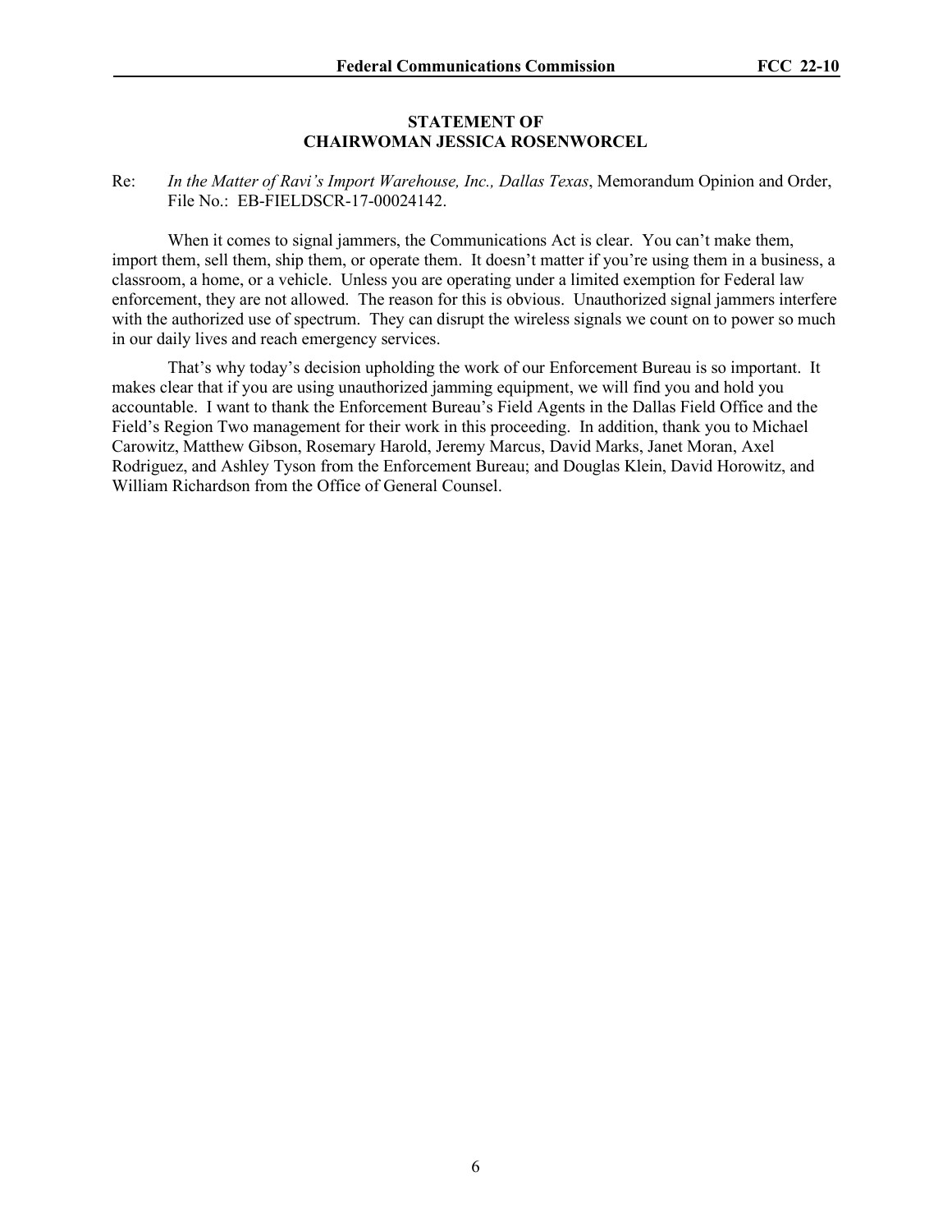**STATEMENT OF**
**CHAIRWOMAN JESSICA ROSENWORCEL**

Re: *In the Matter of Ravi's Import Warehouse, Inc., Dallas Texas*, Memorandum Opinion and Order, File No.: EB-FIELDSCR-17-00024142.

When it comes to signal jammers, the Communications Act is clear. You can't make them, import them, sell them, ship them, or operate them. It doesn't matter if you're using them in a business, a classroom, a home, or a vehicle. Unless you are operating under a limited exemption for Federal law enforcement, they are not allowed. The reason for this is obvious. Unauthorized signal jammers interfere with the authorized use of spectrum. They can disrupt the wireless signals we count on to power so much in our daily lives and reach emergency services.

That's why today's decision upholding the work of our Enforcement Bureau is so important. It makes clear that if you are using unauthorized jamming equipment, we will find you and hold you accountable. I want to thank the Enforcement Bureau's Field Agents in the Dallas Field Office and the Field's Region Two management for their work in this proceeding. In addition, thank you to Michael Carowitz, Matthew Gibson, Rosemary Harold, Jeremy Marcus, David Marks, Janet Moran, Axel Rodriguez, and Ashley Tyson from the Enforcement Bureau; and Douglas Klein, David Horowitz, and William Richardson from the Office of General Counsel.